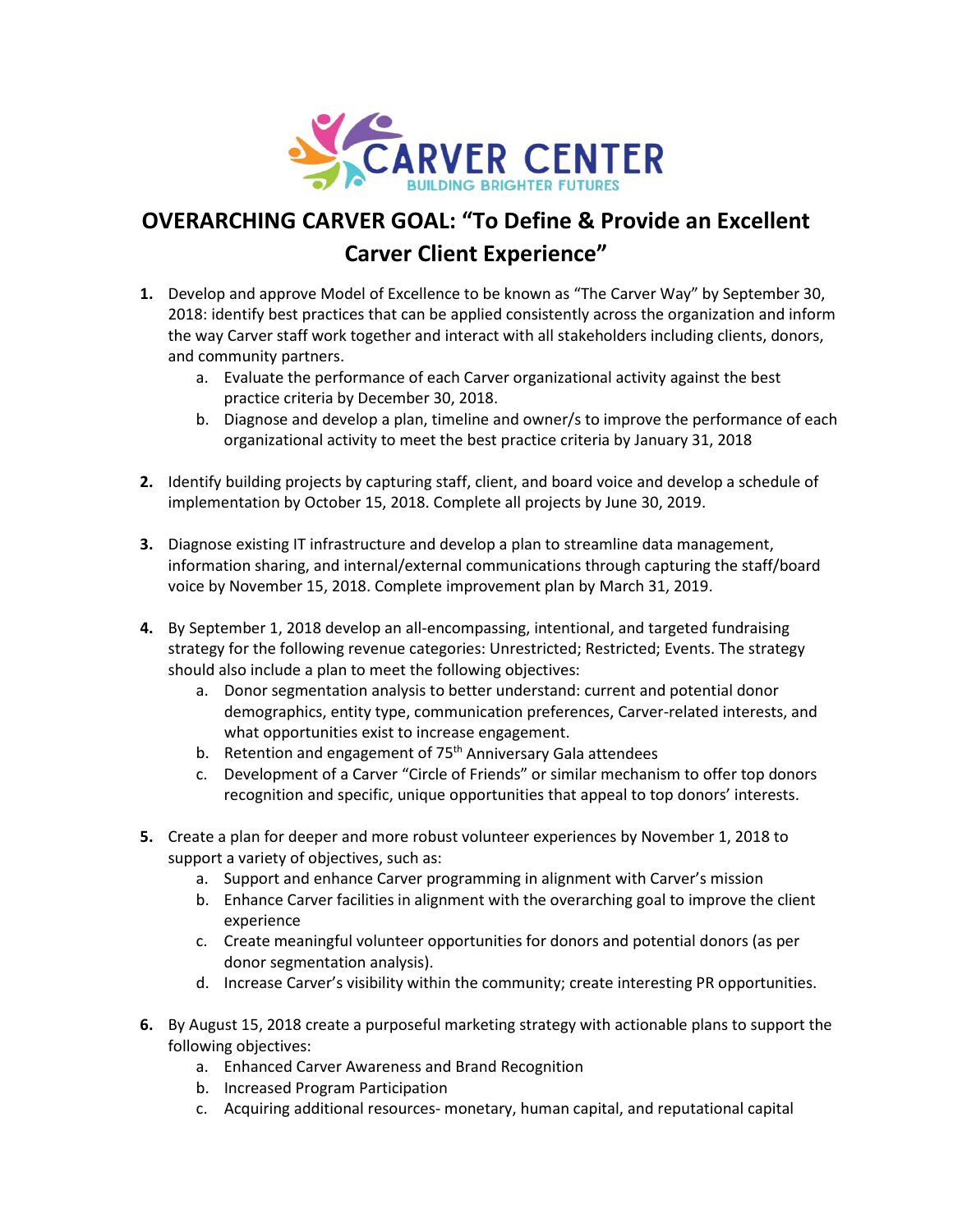CARVER CENTER
BUILDING BRIGHTER FUTURES

# OVERARCHING CARVER GOAL: "To Define & Provide an Excellent Carver Client Experience"

1. Develop and approve Model of Excellence to be known as "The Carver Way" by September 30, 2018: identify best practices that can be applied consistently across the organization and inform the way Carver staff work together and interact with all stakeholders including clients, donors, and community partners.
   a. Evaluate the performance of each Carver organizational activity against the best practice criteria by December 30, 2018.
   b. Diagnose and develop a plan, timeline and owner/s to improve the performance of each organizational activity to meet the best practice criteria by January 31, 2018

2. Identify building projects by capturing staff, client, and board voice and develop a schedule of implementation by October 15, 2018. Complete all projects by June 30, 2019.

3. Diagnose existing IT infrastructure and develop a plan to streamline data management, information sharing, and internal/external communications through capturing the staff/board voice by November 15, 2018. Complete improvement plan by March 31, 2019.

4. By September 1, 2018 develop an all-encompassing, intentional, and targeted fundraising strategy for the following revenue categories: Unrestricted; Restricted; Events. The strategy should also include a plan to meet the following objectives:
   a. Donor segmentation analysis to better understand: current and potential donor demographics, entity type, communication preferences, Carver-related interests, and what opportunities exist to increase engagement.
   b. Retention and engagement of 75th Anniversary Gala attendees
   c. Development of a Carver "Circle of Friends" or similar mechanism to offer top donors recognition and specific, unique opportunities that appeal to top donors' interests.

5. Create a plan for deeper and more robust volunteer experiences by November 1, 2018 to support a variety of objectives, such as:
   a. Support and enhance Carver programming in alignment with Carver's mission
   b. Enhance Carver facilities in alignment with the overarching goal to improve the client experience
   c. Create meaningful volunteer opportunities for donors and potential donors (as per donor segmentation analysis).
   d. Increase Carver's visibility within the community; create interesting PR opportunities.

6. By August 15, 2018 create a purposeful marketing strategy with actionable plans to support the following objectives:
   a. Enhanced Carver Awareness and Brand Recognition
   b. Increased Program Participation
   c. Acquiring additional resources- monetary, human capital, and reputational capital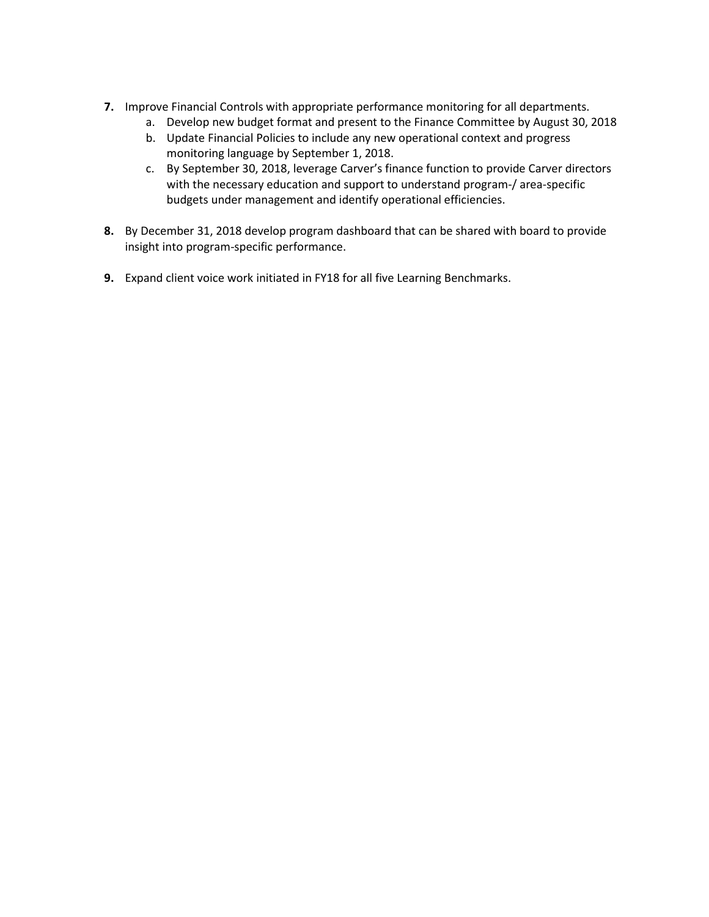7. Improve Financial Controls with appropriate performance monitoring for all departments.
    a. Develop new budget format and present to the Finance Committee by August 30, 2018
    b. Update Financial Policies to include any new operational context and progress monitoring language by September 1, 2018.
    c. By September 30, 2018, leverage Carver's finance function to provide Carver directors with the necessary education and support to understand program-/ area-specific budgets under management and identify operational efficiencies.

8. By December 31, 2018 develop program dashboard that can be shared with board to provide insight into program-specific performance.

9. Expand client voice work initiated in FY18 for all five Learning Benchmarks.